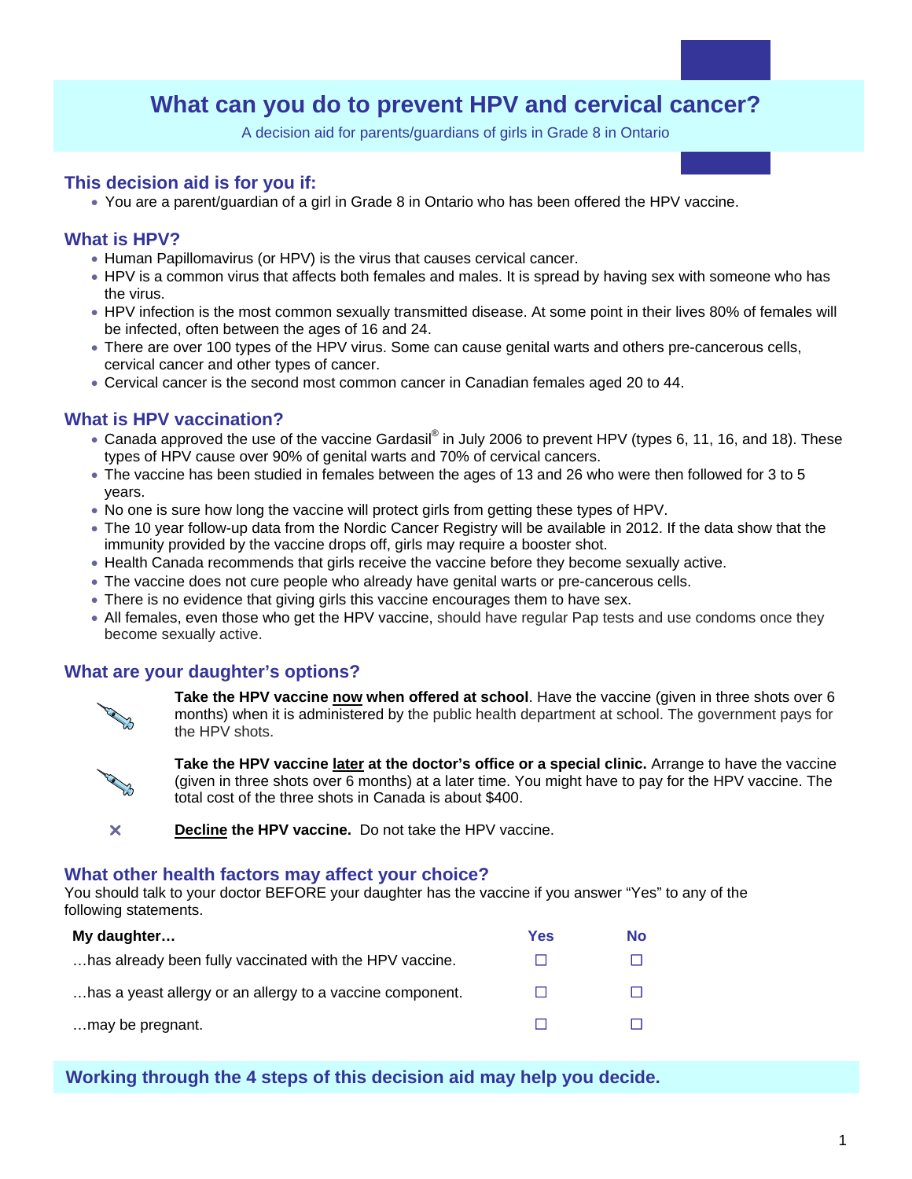# What can you do to prevent HPV and cervical cancer?

A decision aid for parents/guardians of girls in Grade 8 in Ontario

## This decision aid is for you if:

- You are a parent/guardian of a girl in Grade 8 in Ontario who has been offered the HPV vaccine.

## What is HPV?

- Human Papillomavirus (or HPV) is the virus that causes cervical cancer.
- HPV is a common virus that affects both females and males. It is spread by having sex with someone who has the virus.
- HPV infection is the most common sexually transmitted disease. At some point in their lives 80% of females will be infected, often between the ages of 16 and 24.
- There are over 100 types of the HPV virus. Some can cause genital warts and others pre-cancerous cells, cervical cancer and other types of cancer.
- Cervical cancer is the second most common cancer in Canadian females aged 20 to 44.

## What is HPV vaccination?

- Canada approved the use of the vaccine Gardasil® in July 2006 to prevent HPV (types 6, 11, 16, and 18). These types of HPV cause over 90% of genital warts and 70% of cervical cancers.
- The vaccine has been studied in females between the ages of 13 and 26 who were then followed for 3 to 5 years.
- No one is sure how long the vaccine will protect girls from getting these types of HPV.
- The 10 year follow-up data from the Nordic Cancer Registry will be available in 2012. If the data show that the immunity provided by the vaccine drops off, girls may require a booster shot.
- Health Canada recommends that girls receive the vaccine before they become sexually active.
- The vaccine does not cure people who already have genital warts or pre-cancerous cells.
- There is no evidence that giving girls this vaccine encourages them to have sex.
- All females, even those who get the HPV vaccine, should have regular Pap tests and use condoms once they become sexually active.

## What are your daughter's options?

**Take the HPV vaccine <u>now</u> when offered at school**. Have the vaccine (given in three shots over 6 months) when it is administered by the public health department at school. The government pays for the HPV shots.

**Take the HPV vaccine <u>later</u> at the doctor's office or a special clinic.** Arrange to have the vaccine (given in three shots over 6 months) at a later time. You might have to pay for the HPV vaccine. The total cost of the three shots in Canada is about $400.

✕ **<u>Decline</u> the HPV vaccine.** Do not take the HPV vaccine.

## What other health factors may affect your choice?

You should talk to your doctor BEFORE your daughter has the vaccine if you answer "Yes" to any of the following statements.

| My daughter… | Yes | No |
|---|---|---|
| …has already been fully vaccinated with the HPV vaccine. | ☐ | ☐ |
| …has a yeast allergy or an allergy to a vaccine component. | ☐ | ☐ |
| …may be pregnant. | ☐ | ☐ |

**Working through the 4 steps of this decision aid may help you decide.**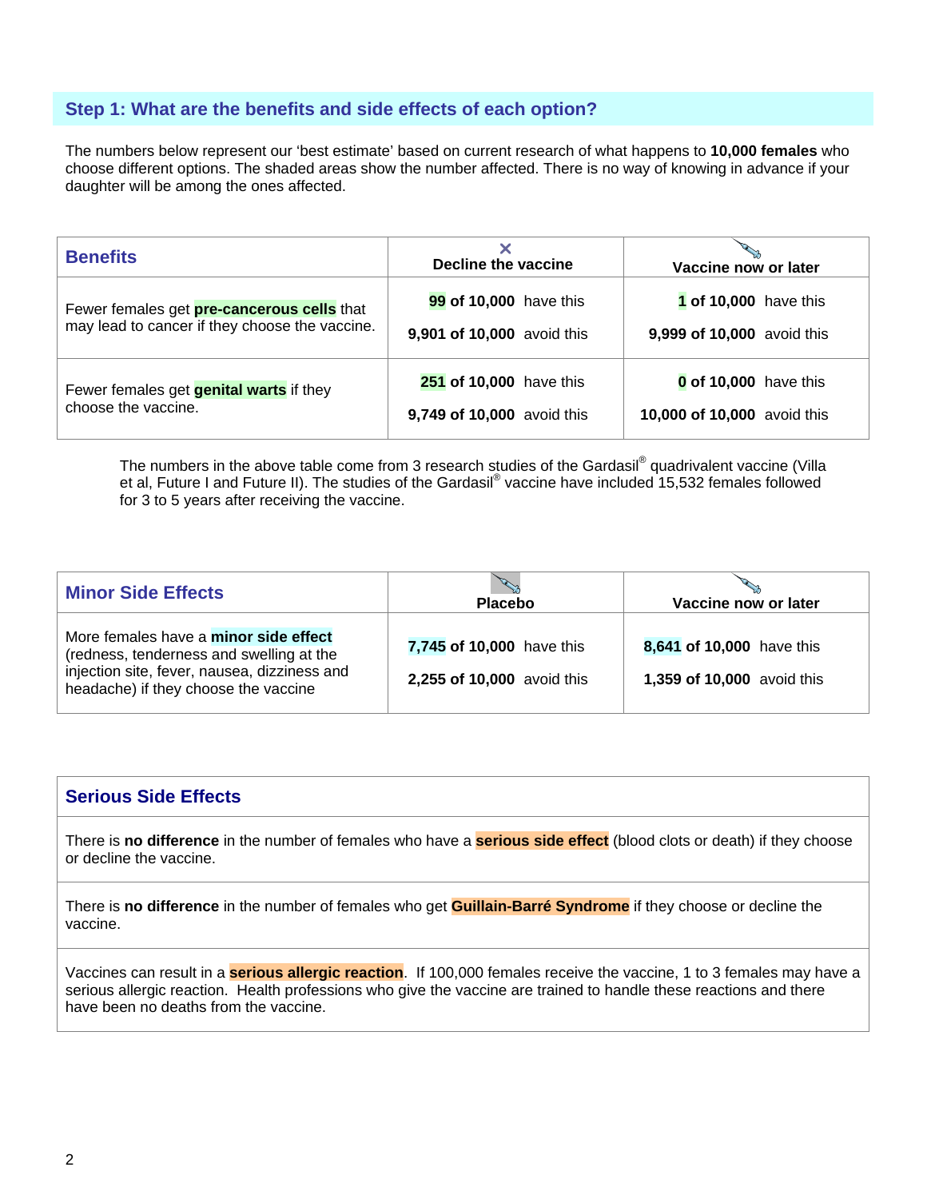## Step 1: What are the benefits and side effects of each option?

The numbers below represent our 'best estimate' based on current research of what happens to **10,000 females** who choose different options. The shaded areas show the number affected. There is no way of knowing in advance if your daughter will be among the ones affected.

| **Benefits** | **Decline the vaccine** | **Vaccine now or later** |
|---|---|---|
| Fewer females get **pre-cancerous cells** that may lead to cancer if they choose the vaccine. | **99 of 10,000** have this<br>**9,901 of 10,000** avoid this | **1 of 10,000** have this<br>**9,999 of 10,000** avoid this |
| Fewer females get **genital warts** if they choose the vaccine. | **251 of 10,000** have this<br>**9,749 of 10,000** avoid this | **0 of 10,000** have this<br>**10,000 of 10,000** avoid this |

The numbers in the above table come from 3 research studies of the Gardasil® quadrivalent vaccine (Villa et al, Future I and Future II). The studies of the Gardasil® vaccine have included 15,532 females followed for 3 to 5 years after receiving the vaccine.

| **Minor Side Effects** | **Placebo** | **Vaccine now or later** |
|---|---|---|
| More females have a **minor side effect** (redness, tenderness and swelling at the injection site, fever, nausea, dizziness and headache) if they choose the vaccine | **7,745 of 10,000** have this<br>**2,255 of 10,000** avoid this | **8,641 of 10,000** have this<br>**1,359 of 10,000** avoid this |

| **Serious Side Effects** |
|---|
| There is **no difference** in the number of females who have a **serious side effect** (blood clots or death) if they choose or decline the vaccine. |
| There is **no difference** in the number of females who get **Guillain-Barré Syndrome** if they choose or decline the vaccine. |
| Vaccines can result in a **serious allergic reaction**. If 100,000 females receive the vaccine, 1 to 3 females may have a serious allergic reaction. Health professions who give the vaccine are trained to handle these reactions and there have been no deaths from the vaccine. |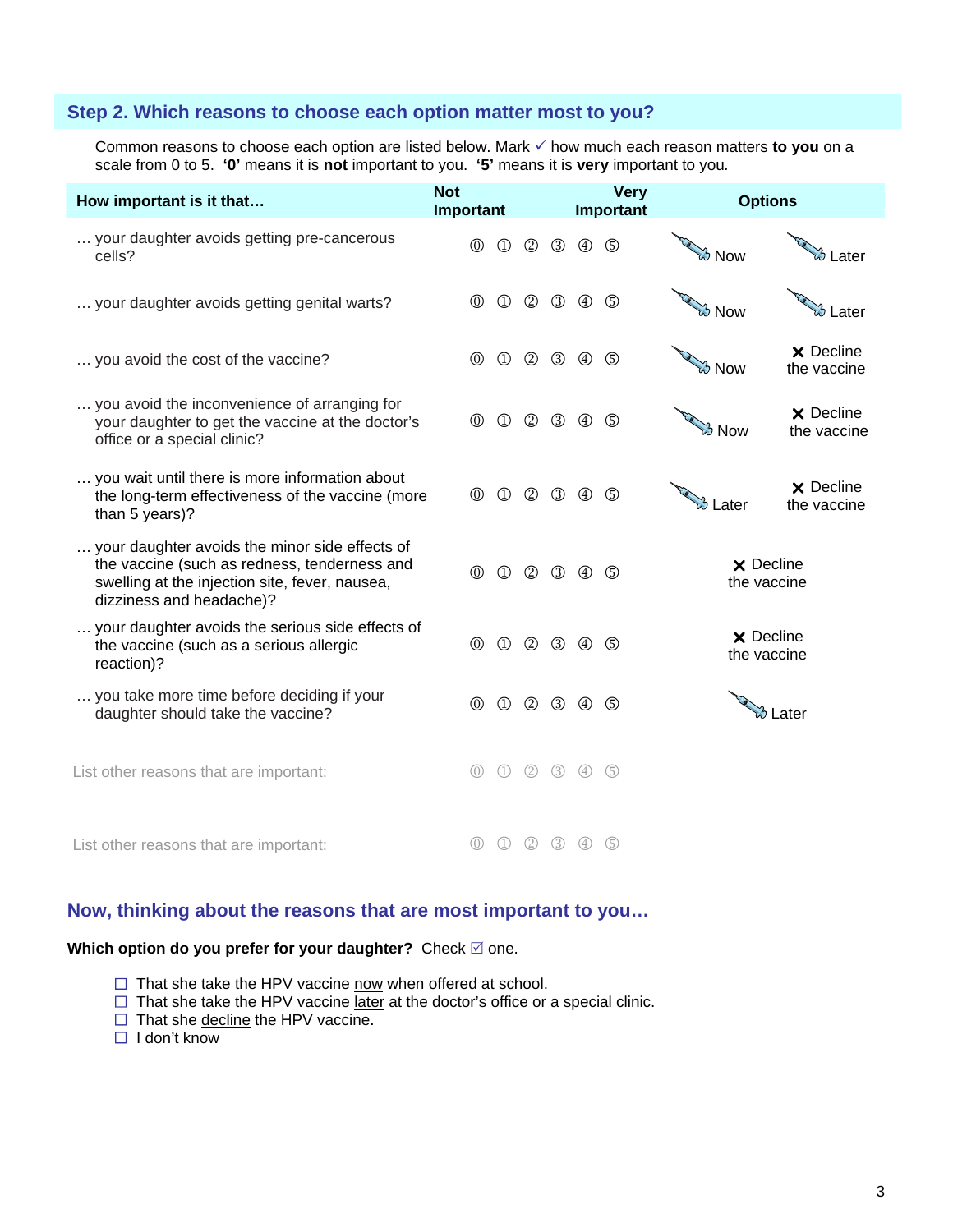## Step 2. Which reasons to choose each option matter most to you?

Common reasons to choose each option are listed below. Mark ✓ how much each reason matters **to you** on a scale from 0 to 5. **'0'** means it is **not** important to you. **'5'** means it is **very** important to you.

| How important is it that… | Not Important → Very Important | Options | |
|---|---|---|---|
| … your daughter avoids getting pre-cancerous cells? | ⓪ ① ② ③ ④ ⑤ | Now | Later |
| … your daughter avoids getting genital warts? | ⓪ ① ② ③ ④ ⑤ | Now | Later |
| … you avoid the cost of the vaccine? | ⓪ ① ② ③ ④ ⑤ | Now | ✕ Decline the vaccine |
| … you avoid the inconvenience of arranging for your daughter to get the vaccine at the doctor's office or a special clinic? | ⓪ ① ② ③ ④ ⑤ | Now | ✕ Decline the vaccine |
| … you wait until there is more information about the long-term effectiveness of the vaccine (more than 5 years)? | ⓪ ① ② ③ ④ ⑤ | Later | ✕ Decline the vaccine |
| … your daughter avoids the minor side effects of the vaccine (such as redness, tenderness and swelling at the injection site, fever, nausea, dizziness and headache)? | ⓪ ① ② ③ ④ ⑤ | ✕ Decline the vaccine | |
| … your daughter avoids the serious side effects of the vaccine (such as a serious allergic reaction)? | ⓪ ① ② ③ ④ ⑤ | ✕ Decline the vaccine | |
| … you take more time before deciding if your daughter should take the vaccine? | ⓪ ① ② ③ ④ ⑤ | Later | |
| List other reasons that are important: | ⓪ ① ② ③ ④ ⑤ | | |
| List other reasons that are important: | ⓪ ① ② ③ ④ ⑤ | | |

## Now, thinking about the reasons that are most important to you…

**Which option do you prefer for your daughter?** Check ☑ one.

- ☐ That she take the HPV vaccine now when offered at school.
- ☐ That she take the HPV vaccine later at the doctor's office or a special clinic.
- ☐ That she decline the HPV vaccine.
- ☐ I don't know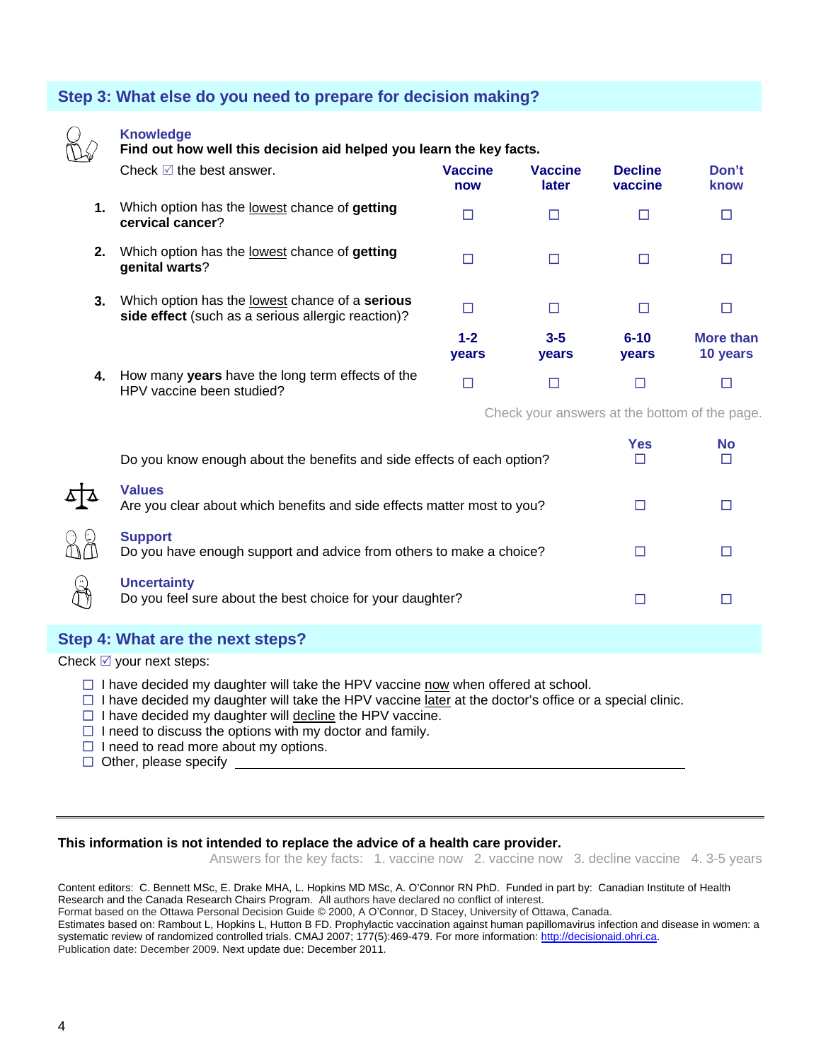## Step 3: What else do you need to prepare for decision making?

**Knowledge**
**Find out how well this decision aid helped you learn the key facts.**

Check ☑ the best answer.

| | Vaccine now | Vaccine later | Decline vaccine | Don't know |
|---|---|---|---|---|
| 1. Which option has the lowest chance of **getting cervical cancer**? | ☐ | ☐ | ☐ | ☐ |
| 2. Which option has the lowest chance of **getting genital warts**? | ☐ | ☐ | ☐ | ☐ |
| 3. Which option has the lowest chance of a **serious side effect** (such as a serious allergic reaction)? | ☐ | ☐ | ☐ | ☐ |

| | 1-2 years | 3-5 years | 6-10 years | More than 10 years |
|---|---|---|---|---|
| 4. How many **years** have the long term effects of the HPV vaccine been studied? | ☐ | ☐ | ☐ | ☐ |

Check your answers at the bottom of the page.

| | Yes | No |
|---|---|---|
| Do you know enough about the benefits and side effects of each option? | ☐ | ☐ |
| **Values** Are you clear about which benefits and side effects matter most to you? | ☐ | ☐ |
| **Support** Do you have enough support and advice from others to make a choice? | ☐ | ☐ |
| **Uncertainty** Do you feel sure about the best choice for your daughter? | ☐ | ☐ |

## Step 4: What are the next steps?

Check ☑ your next steps:

- ☐ I have decided my daughter will take the HPV vaccine now when offered at school.
- ☐ I have decided my daughter will take the HPV vaccine later at the doctor's office or a special clinic.
- ☐ I have decided my daughter will decline the HPV vaccine.
- ☐ I need to discuss the options with my doctor and family.
- ☐ I need to read more about my options.
- ☐ Other, please specify ______________________________

---

**This information is not intended to replace the advice of a health care provider.**

Answers for the key facts: 1. vaccine now 2. vaccine now 3. decline vaccine 4. 3-5 years

Content editors: C. Bennett MSc, E. Drake MHA, L. Hopkins MD MSc, A. O'Connor RN PhD. Funded in part by: Canadian Institute of Health Research and the Canada Research Chairs Program. All authors have declared no conflict of interest.
Format based on the Ottawa Personal Decision Guide © 2000, A O'Connor, D Stacey, University of Ottawa, Canada.
Estimates based on: Rambout L, Hopkins L, Hutton B FD. Prophylactic vaccination against human papillomavirus infection and disease in women: a systematic review of randomized controlled trials. CMAJ 2007; 177(5):469-479. For more information: http://decisionaid.ohri.ca.
Publication date: December 2009. Next update due: December 2011.